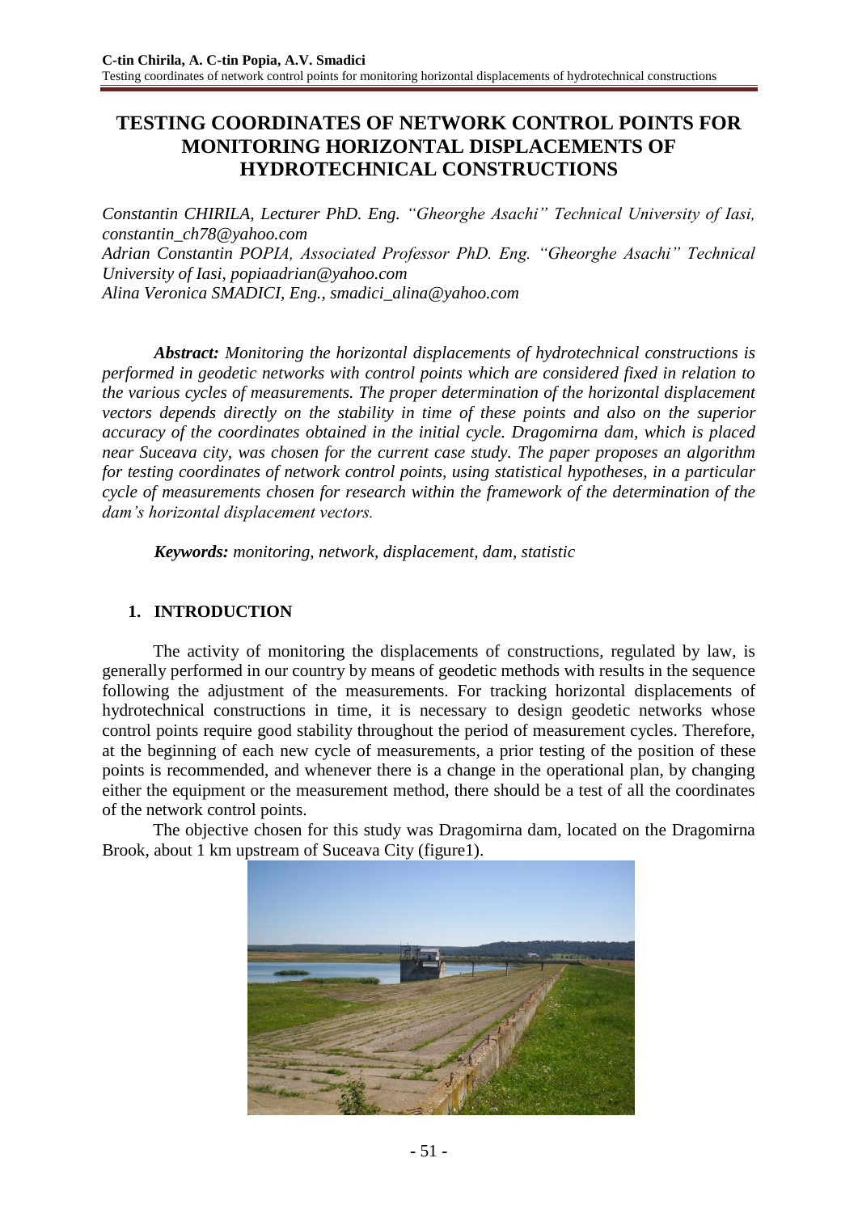# TESTING COORDINATES OF NETWORK CONTROL POINTS FOR MONITORING HORIZONTAL DISPLACEMENTS OF HYDROTECHNICAL CONSTRUCTIONS

*Constantin CHIRILA, Lecturer PhD. Eng. "Gheorghe Asachi" Technical University of Iasi, constantin_ch78@yahoo.com*
*Adrian Constantin POPIA, Associated Professor PhD. Eng. "Gheorghe Asachi" Technical University of Iasi, popiaadrian@yahoo.com*
*Alina Veronica SMADICI, Eng., smadici_alina@yahoo.com*

***Abstract:*** *Monitoring the horizontal displacements of hydrotechnical constructions is performed in geodetic networks with control points which are considered fixed in relation to the various cycles of measurements. The proper determination of the horizontal displacement vectors depends directly on the stability in time of these points and also on the superior accuracy of the coordinates obtained in the initial cycle. Dragomirna dam, which is placed near Suceava city, was chosen for the current case study. The paper proposes an algorithm for testing coordinates of network control points, using statistical hypotheses, in a particular cycle of measurements chosen for research within the framework of the determination of the dam's horizontal displacement vectors.*

***Keywords:*** *monitoring, network, displacement, dam, statistic*

## 1. INTRODUCTION

The activity of monitoring the displacements of constructions, regulated by law, is generally performed in our country by means of geodetic methods with results in the sequence following the adjustment of the measurements. For tracking horizontal displacements of hydrotechnical constructions in time, it is necessary to design geodetic networks whose control points require good stability throughout the period of measurement cycles. Therefore, at the beginning of each new cycle of measurements, a prior testing of the position of these points is recommended, and whenever there is a change in the operational plan, by changing either the equipment or the measurement method, there should be a test of all the coordinates of the network control points.

The objective chosen for this study was Dragomirna dam, located on the Dragomirna Brook, about 1 km upstream of Suceava City (figure1).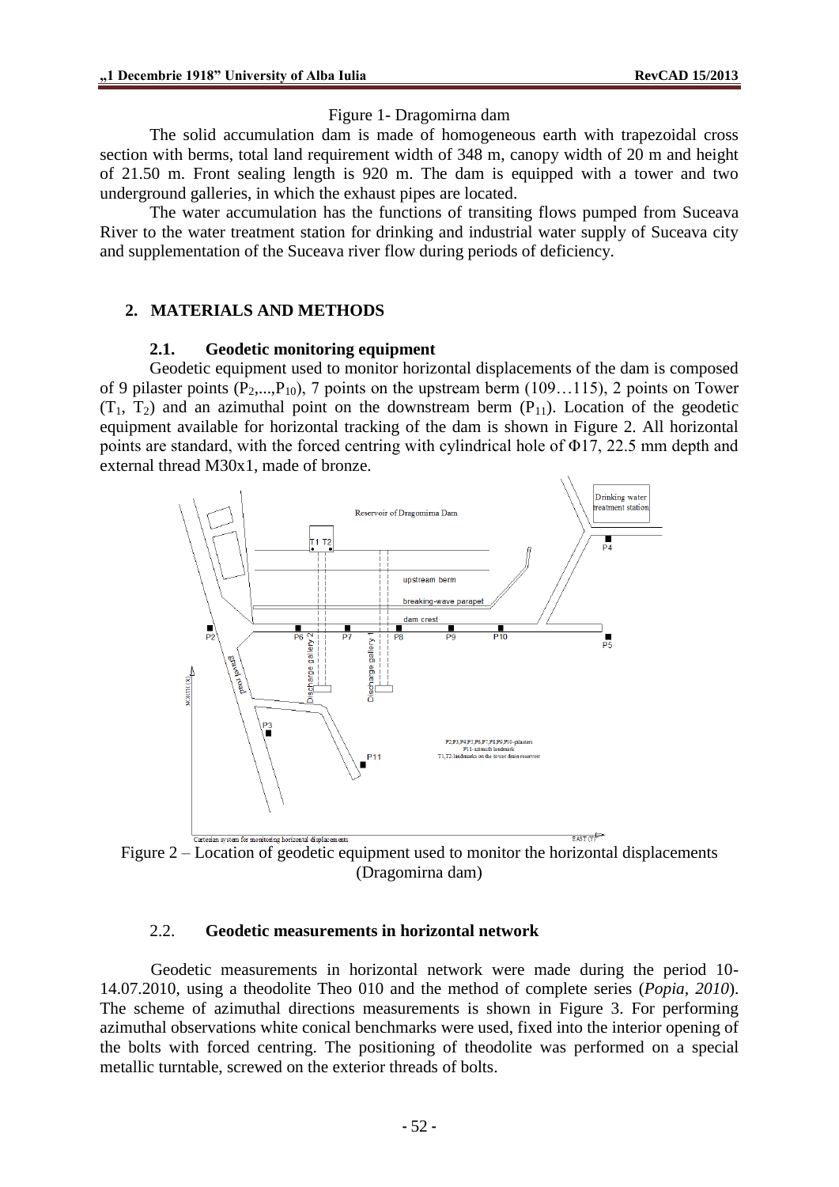Figure 1- Dragomirna dam

The solid accumulation dam is made of homogeneous earth with trapezoidal cross section with berms, total land requirement width of 348 m, canopy width of 20 m and height of 21.50 m. Front sealing length is 920 m. The dam is equipped with a tower and two underground galleries, in which the exhaust pipes are located.

The water accumulation has the functions of transiting flows pumped from Suceava River to the water treatment station for drinking and industrial water supply of Suceava city and supplementation of the Suceava river flow during periods of deficiency.

## 2. MATERIALS AND METHODS

### 2.1. Geodetic monitoring equipment

Geodetic equipment used to monitor horizontal displacements of the dam is composed of 9 pilaster points ($P_2$,...,$P_{10}$), 7 points on the upstream berm (109…115), 2 points on Tower ($T_1$, $T_2$) and an azimuthal point on the downstream berm ($P_{11}$). Location of the geodetic equipment available for horizontal tracking of the dam is shown in Figure 2. All horizontal points are standard, with the forced centring with cylindrical hole of Φ17, 22.5 mm depth and external thread M30x1, made of bronze.

Figure 2 – Location of geodetic equipment used to monitor the horizontal displacements (Dragomirna dam)

### 2.2. Geodetic measurements in horizontal network

Geodetic measurements in horizontal network were made during the period 10-14.07.2010, using a theodolite Theo 010 and the method of complete series (*Popia, 2010*). The scheme of azimuthal directions measurements is shown in Figure 3. For performing azimuthal observations white conical benchmarks were used, fixed into the interior opening of the bolts with forced centring. The positioning of theodolite was performed on a special metallic turntable, screwed on the exterior threads of bolts.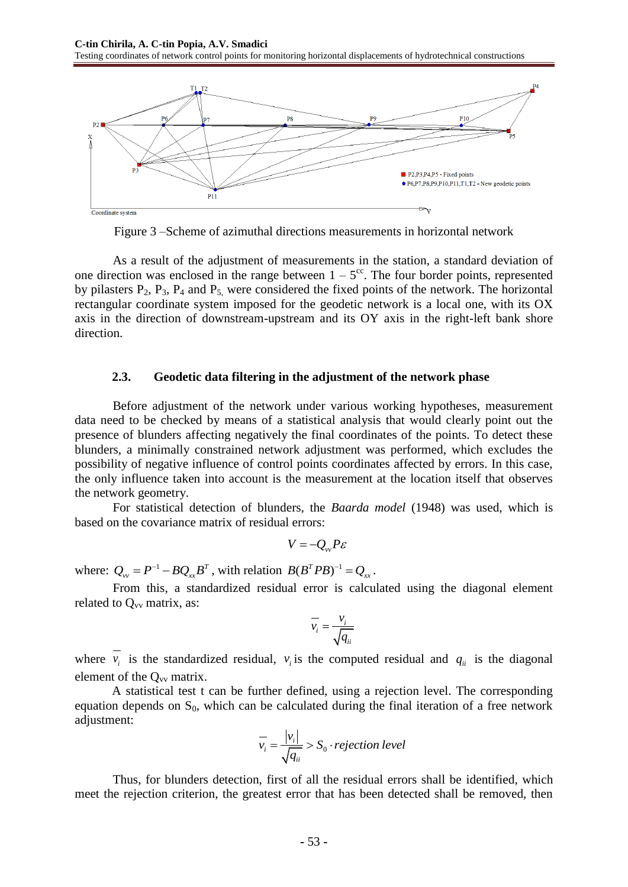Figure 3 –Scheme of azimuthal directions measurements in horizontal network

As a result of the adjustment of measurements in the station, a standard deviation of one direction was enclosed in the range between $1 - 5^{cc}$. The four border points, represented by pilasters $P_2$, $P_3$, $P_4$ and $P_5$, were considered the fixed points of the network. The horizontal rectangular coordinate system imposed for the geodetic network is a local one, with its OX axis in the direction of downstream-upstream and its OY axis in the right-left bank shore direction.

### 2.3. Geodetic data filtering in the adjustment of the network phase

Before adjustment of the network under various working hypotheses, measurement data need to be checked by means of a statistical analysis that would clearly point out the presence of blunders affecting negatively the final coordinates of the points. To detect these blunders, a minimally constrained network adjustment was performed, which excludes the possibility of negative influence of control points coordinates affected by errors. In this case, the only influence taken into account is the measurement at the location itself that observes the network geometry.

For statistical detection of blunders, the *Baarda model* (1948) was used, which is based on the covariance matrix of residual errors:

$$V = -Q_{vv} P \varepsilon$$

where: $Q_{vv} = P^{-1} - BQ_{xx}B^T$, with relation $B(B^T PB)^{-1} = Q_{xx}$.

From this, a standardized residual error is calculated using the diagonal element related to $Q_{vv}$ matrix, as:

$$\overline{v_i} = \frac{v_i}{\sqrt{q_{ii}}}$$

where $\overline{v_i}$ is the standardized residual, $v_i$ is the computed residual and $q_{ii}$ is the diagonal element of the $Q_{vv}$ matrix.

A statistical test t can be further defined, using a rejection level. The corresponding equation depends on $S_0$, which can be calculated during the final iteration of a free network adjustment:

$$\overline{v_i} = \frac{|v_i|}{\sqrt{q_{ii}}} > S_0 \cdot rejection\ level$$

Thus, for blunders detection, first of all the residual errors shall be identified, which meet the rejection criterion, the greatest error that has been detected shall be removed, then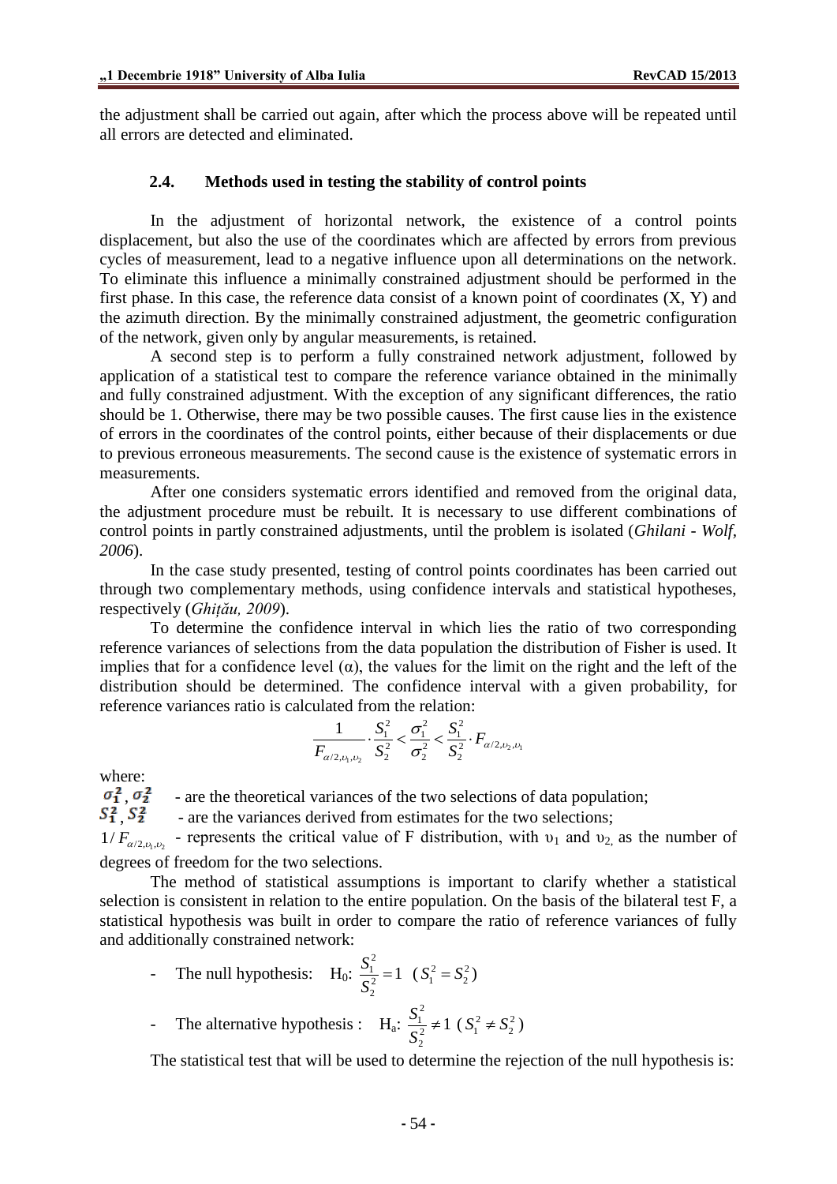the adjustment shall be carried out again, after which the process above will be repeated until all errors are detected and eliminated.

### 2.4. Methods used in testing the stability of control points

In the adjustment of horizontal network, the existence of a control points displacement, but also the use of the coordinates which are affected by errors from previous cycles of measurement, lead to a negative influence upon all determinations on the network. To eliminate this influence a minimally constrained adjustment should be performed in the first phase. In this case, the reference data consist of a known point of coordinates (X, Y) and the azimuth direction. By the minimally constrained adjustment, the geometric configuration of the network, given only by angular measurements, is retained.

A second step is to perform a fully constrained network adjustment, followed by application of a statistical test to compare the reference variance obtained in the minimally and fully constrained adjustment. With the exception of any significant differences, the ratio should be 1. Otherwise, there may be two possible causes. The first cause lies in the existence of errors in the coordinates of the control points, either because of their displacements or due to previous erroneous measurements. The second cause is the existence of systematic errors in measurements.

After one considers systematic errors identified and removed from the original data, the adjustment procedure must be rebuilt. It is necessary to use different combinations of control points in partly constrained adjustments, until the problem is isolated (*Ghilani - Wolf, 2006*).

In the case study presented, testing of control points coordinates has been carried out through two complementary methods, using confidence intervals and statistical hypotheses, respectively (*Ghițău, 2009*).

To determine the confidence interval in which lies the ratio of two corresponding reference variances of selections from the data population the distribution of Fisher is used. It implies that for a confidence level (α), the values for the limit on the right and the left of the distribution should be determined. The confidence interval with a given probability, for reference variances ratio is calculated from the relation:

$$\frac{1}{F_{\alpha/2,\upsilon_1,\upsilon_2}} \cdot \frac{S_1^2}{S_2^2} < \frac{\sigma_1^2}{\sigma_2^2} < \frac{S_1^2}{S_2^2} \cdot F_{\alpha/2,\upsilon_2,\upsilon_1}$$

where:

$\sigma_1^2$, $\sigma_2^2$ - are the theoretical variances of the two selections of data population;

$S_1^2$, $S_2^2$ - are the variances derived from estimates for the two selections;

$1/F_{\alpha/2,\upsilon_1,\upsilon_2}$ - represents the critical value of F distribution, with $\upsilon_1$ and $\upsilon_2$ as the number of degrees of freedom for the two selections.

The method of statistical assumptions is important to clarify whether a statistical selection is consistent in relation to the entire population. On the basis of the bilateral test F, a statistical hypothesis was built in order to compare the ratio of reference variances of fully and additionally constrained network:

- The null hypothesis: $H_0$: $\frac{S_1^2}{S_2^2} = 1$ $(S_1^2 = S_2^2)$
- The alternative hypothesis : $H_a$: $\frac{S_1^2}{S_2^2} \neq 1$ $(S_1^2 \neq S_2^2)$

The statistical test that will be used to determine the rejection of the null hypothesis is: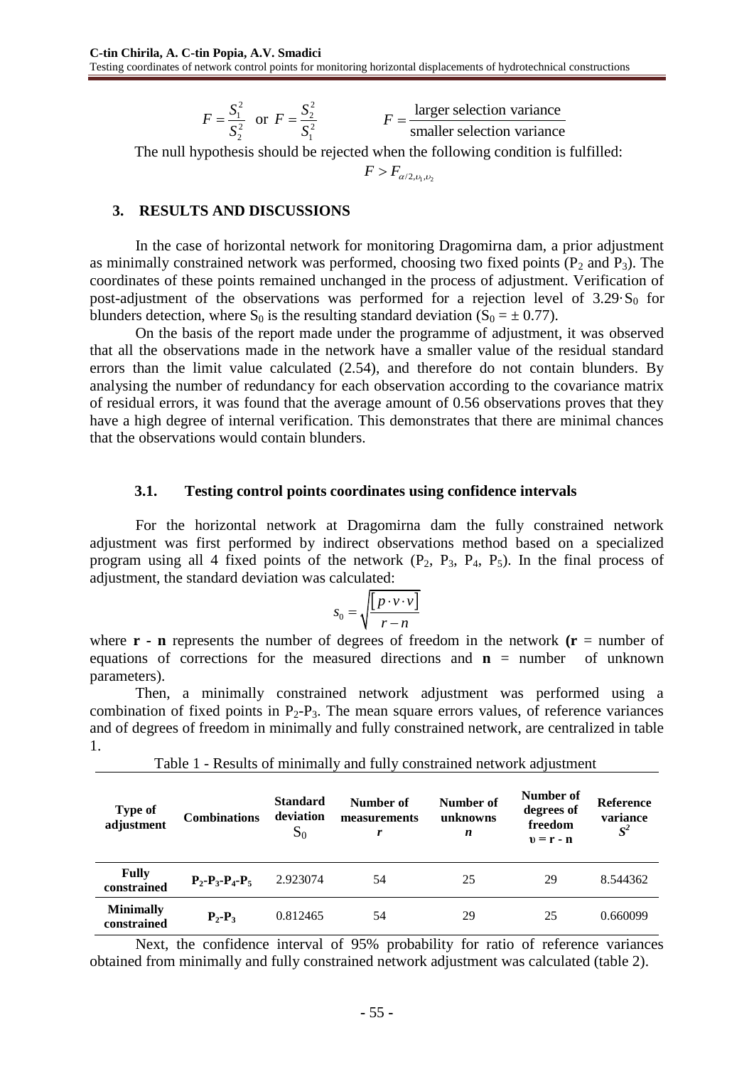$$F = \frac{S_1^2}{S_2^2} \text{ or } F = \frac{S_2^2}{S_1^2} \qquad F = \frac{\text{larger selection variance}}{\text{smaller selection variance}}$$

The null hypothesis should be rejected when the following condition is fulfilled:

$$F > F_{\alpha/2,\upsilon_1,\upsilon_2}$$

## 3. RESULTS AND DISCUSSIONS

In the case of horizontal network for monitoring Dragomirna dam, a prior adjustment as minimally constrained network was performed, choosing two fixed points ($P_2$ and $P_3$). The coordinates of these points remained unchanged in the process of adjustment. Verification of post-adjustment of the observations was performed for a rejection level of $3.29 \cdot S_0$ for blunders detection, where $S_0$ is the resulting standard deviation ($S_0 = \pm 0.77$).

On the basis of the report made under the programme of adjustment, it was observed that all the observations made in the network have a smaller value of the residual standard errors than the limit value calculated (2.54), and therefore do not contain blunders. By analysing the number of redundancy for each observation according to the covariance matrix of residual errors, it was found that the average amount of 0.56 observations proves that they have a high degree of internal verification. This demonstrates that there are minimal chances that the observations would contain blunders.

### 3.1. Testing control points coordinates using confidence intervals

For the horizontal network at Dragomirna dam the fully constrained network adjustment was first performed by indirect observations method based on a specialized program using all 4 fixed points of the network ($P_2$, $P_3$, $P_4$, $P_5$). In the final process of adjustment, the standard deviation was calculated:

$$s_0 = \sqrt{\frac{[p \cdot v \cdot v]}{r - n}}$$

where **r - n** represents the number of degrees of freedom in the network (**r** = number of equations of corrections for the measured directions and **n** = number of unknown parameters).

Then, a minimally constrained network adjustment was performed using a combination of fixed points in $P_2$-$P_3$. The mean square errors values, of reference variances and of degrees of freedom in minimally and fully constrained network, are centralized in table 1.

Table 1 - Results of minimally and fully constrained network adjustment

| Type of adjustment | Combinations | Standard deviation $S_0$ | Number of measurements *r* | Number of unknowns *n* | Number of degrees of freedom $\upsilon = r - n$ | Reference variance $S^2$ |
|---|---|---|---|---|---|---|
| **Fully constrained** | **$P_2$-$P_3$-$P_4$-$P_5$** | 2.923074 | 54 | 25 | 29 | 8.544362 |
| **Minimally constrained** | **$P_2$-$P_3$** | 0.812465 | 54 | 29 | 25 | 0.660099 |

Next, the confidence interval of 95% probability for ratio of reference variances obtained from minimally and fully constrained network adjustment was calculated (table 2).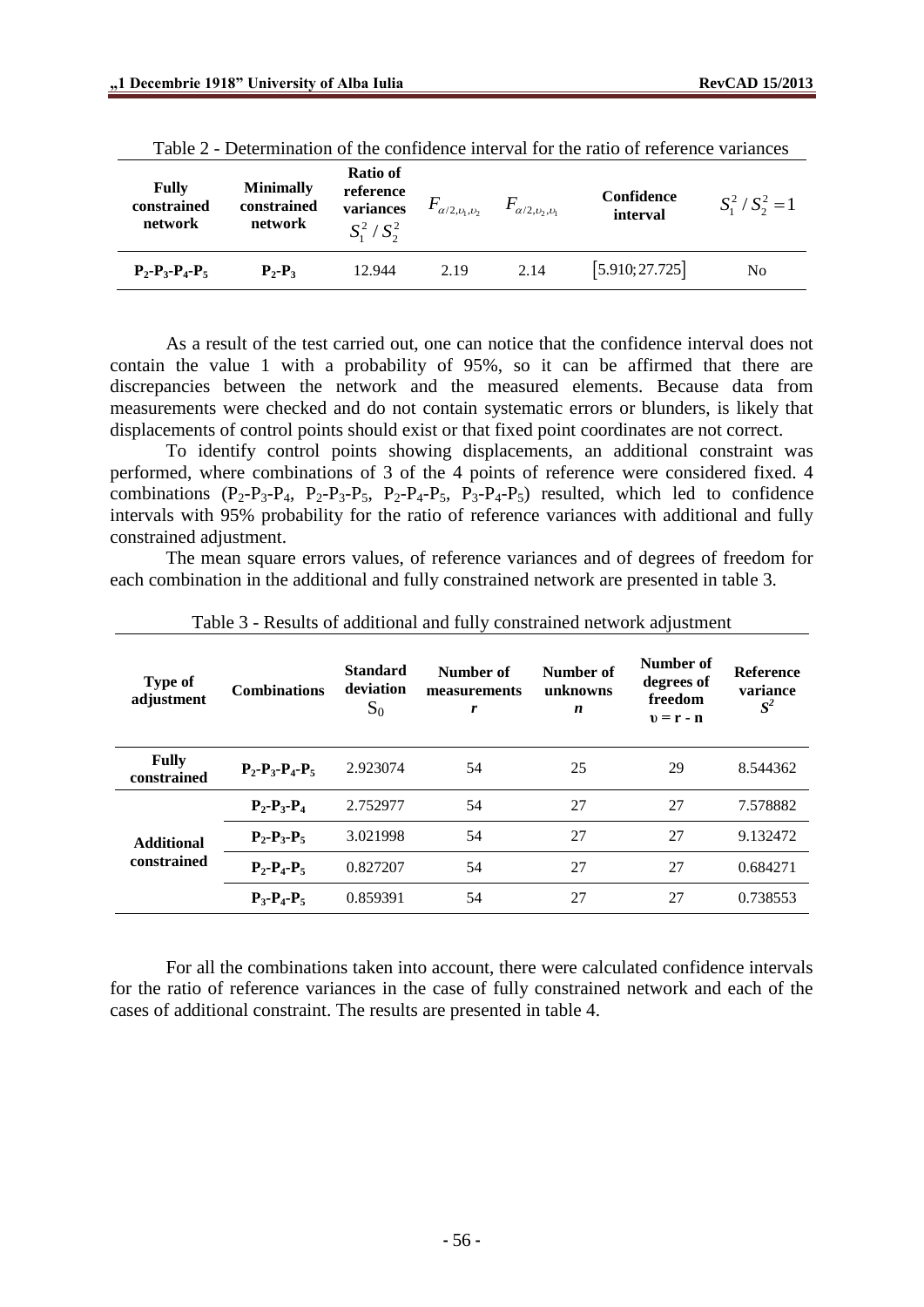Table 2 - Determination of the confidence interval for the ratio of reference variances

| **Fully constrained network** | **Minimally constrained network** | **Ratio of reference variances** $S_1^2 / S_2^2$ | $F_{\alpha/2,\upsilon_1,\upsilon_2}$ | $F_{\alpha/2,\upsilon_2,\upsilon_1}$ | **Confidence interval** | $S_1^2 / S_2^2 = 1$ |
|---|---|---|---|---|---|---|
| **$P_2$-$P_3$-$P_4$-$P_5$** | **$P_2$-$P_3$** | 12.944 | 2.19 | 2.14 | $[5.910; 27.725]$ | No |

As a result of the test carried out, one can notice that the confidence interval does not contain the value 1 with a probability of 95%, so it can be affirmed that there are discrepancies between the network and the measured elements. Because data from measurements were checked and do not contain systematic errors or blunders, is likely that displacements of control points should exist or that fixed point coordinates are not correct.

To identify control points showing displacements, an additional constraint was performed, where combinations of 3 of the 4 points of reference were considered fixed. 4 combinations ($P_2$-$P_3$-$P_4$, $P_2$-$P_3$-$P_5$, $P_2$-$P_4$-$P_5$, $P_3$-$P_4$-$P_5$) resulted, which led to confidence intervals with 95% probability for the ratio of reference variances with additional and fully constrained adjustment.

The mean square errors values, of reference variances and of degrees of freedom for each combination in the additional and fully constrained network are presented in table 3.

Table 3 - Results of additional and fully constrained network adjustment

| **Type of adjustment** | **Combinations** | **Standard deviation** $S_0$ | **Number of measurements** $r$ | **Number of unknowns** $n$ | **Number of degrees of freedom** $\upsilon = r - n$ | **Reference variance** $S^2$ |
|---|---|---|---|---|---|---|
| **Fully constrained** | **$P_2$-$P_3$-$P_4$-$P_5$** | 2.923074 | 54 | 25 | 29 | 8.544362 |
| **Additional constrained** | **$P_2$-$P_3$-$P_4$** | 2.752977 | 54 | 27 | 27 | 7.578882 |
| | **$P_2$-$P_3$-$P_5$** | 3.021998 | 54 | 27 | 27 | 9.132472 |
| | **$P_2$-$P_4$-$P_5$** | 0.827207 | 54 | 27 | 27 | 0.684271 |
| | **$P_3$-$P_4$-$P_5$** | 0.859391 | 54 | 27 | 27 | 0.738553 |

For all the combinations taken into account, there were calculated confidence intervals for the ratio of reference variances in the case of fully constrained network and each of the cases of additional constraint. The results are presented in table 4.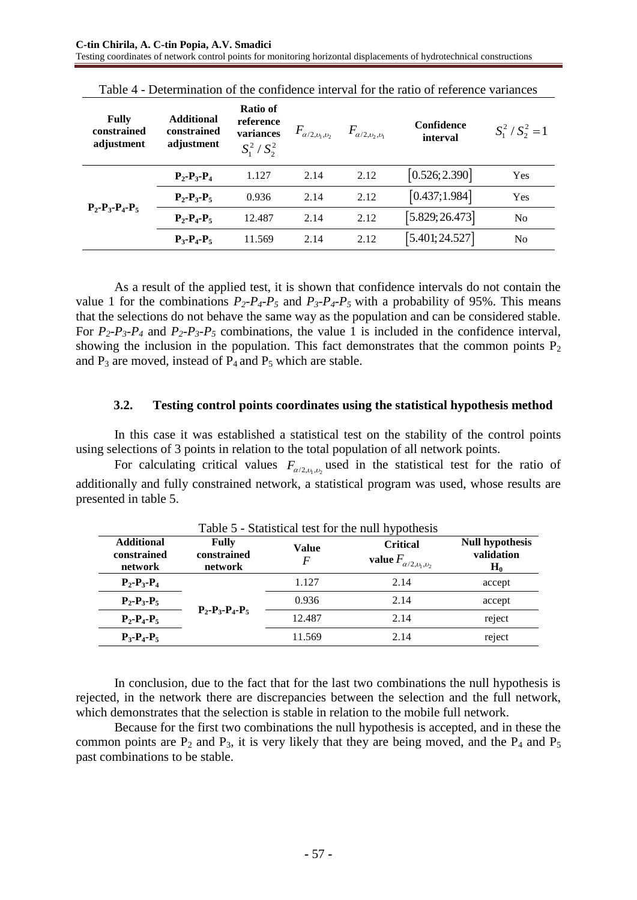Table 4 - Determination of the confidence interval for the ratio of reference variances

| Fully constrained adjustment | Additional constrained adjustment | Ratio of reference variances $S_1^2 / S_2^2$ | $F_{\alpha/2,\upsilon_1,\upsilon_2}$ | $F_{\alpha/2,\upsilon_2,\upsilon_1}$ | Confidence interval | $S_1^2 / S_2^2 = 1$ |
|---|---|---|---|---|---|---|
| $P_2$-$P_3$-$P_4$-$P_5$ | $P_2$-$P_3$-$P_4$ | 1.127 | 2.14 | 2.12 | $[0.526; 2.390]$ | Yes |
| | $P_2$-$P_3$-$P_5$ | 0.936 | 2.14 | 2.12 | $[0.437; 1.984]$ | Yes |
| | $P_2$-$P_4$-$P_5$ | 12.487 | 2.14 | 2.12 | $[5.829; 26.473]$ | No |
| | $P_3$-$P_4$-$P_5$ | 11.569 | 2.14 | 2.12 | $[5.401; 24.527]$ | No |

As a result of the applied test, it is shown that confidence intervals do not contain the value 1 for the combinations $P_2$-$P_4$-$P_5$ and $P_3$-$P_4$-$P_5$ with a probability of 95%. This means that the selections do not behave the same way as the population and can be considered stable. For $P_2$-$P_3$-$P_4$ and $P_2$-$P_3$-$P_5$ combinations, the value 1 is included in the confidence interval, showing the inclusion in the population. This fact demonstrates that the common points $P_2$ and $P_3$ are moved, instead of $P_4$ and $P_5$ which are stable.

### 3.2. Testing control points coordinates using the statistical hypothesis method

In this case it was established a statistical test on the stability of the control points using selections of 3 points in relation to the total population of all network points.

For calculating critical values $F_{\alpha/2,\upsilon_1,\upsilon_2}$ used in the statistical test for the ratio of additionally and fully constrained network, a statistical program was used, whose results are presented in table 5.

Table 5 - Statistical test for the null hypothesis

| Additional constrained network | Fully constrained network | Value $F$ | Critical value $F_{\alpha/2,\upsilon_1,\upsilon_2}$ | Null hypothesis validation $H_0$ |
|---|---|---|---|---|
| $P_2$-$P_3$-$P_4$ | $P_2$-$P_3$-$P_4$-$P_5$ | 1.127 | 2.14 | accept |
| $P_2$-$P_3$-$P_5$ | | 0.936 | 2.14 | accept |
| $P_2$-$P_4$-$P_5$ | | 12.487 | 2.14 | reject |
| $P_3$-$P_4$-$P_5$ | | 11.569 | 2.14 | reject |

In conclusion, due to the fact that for the last two combinations the null hypothesis is rejected, in the network there are discrepancies between the selection and the full network, which demonstrates that the selection is stable in relation to the mobile full network.

Because for the first two combinations the null hypothesis is accepted, and in these the common points are $P_2$ and $P_3$, it is very likely that they are being moved, and the $P_4$ and $P_5$ past combinations to be stable.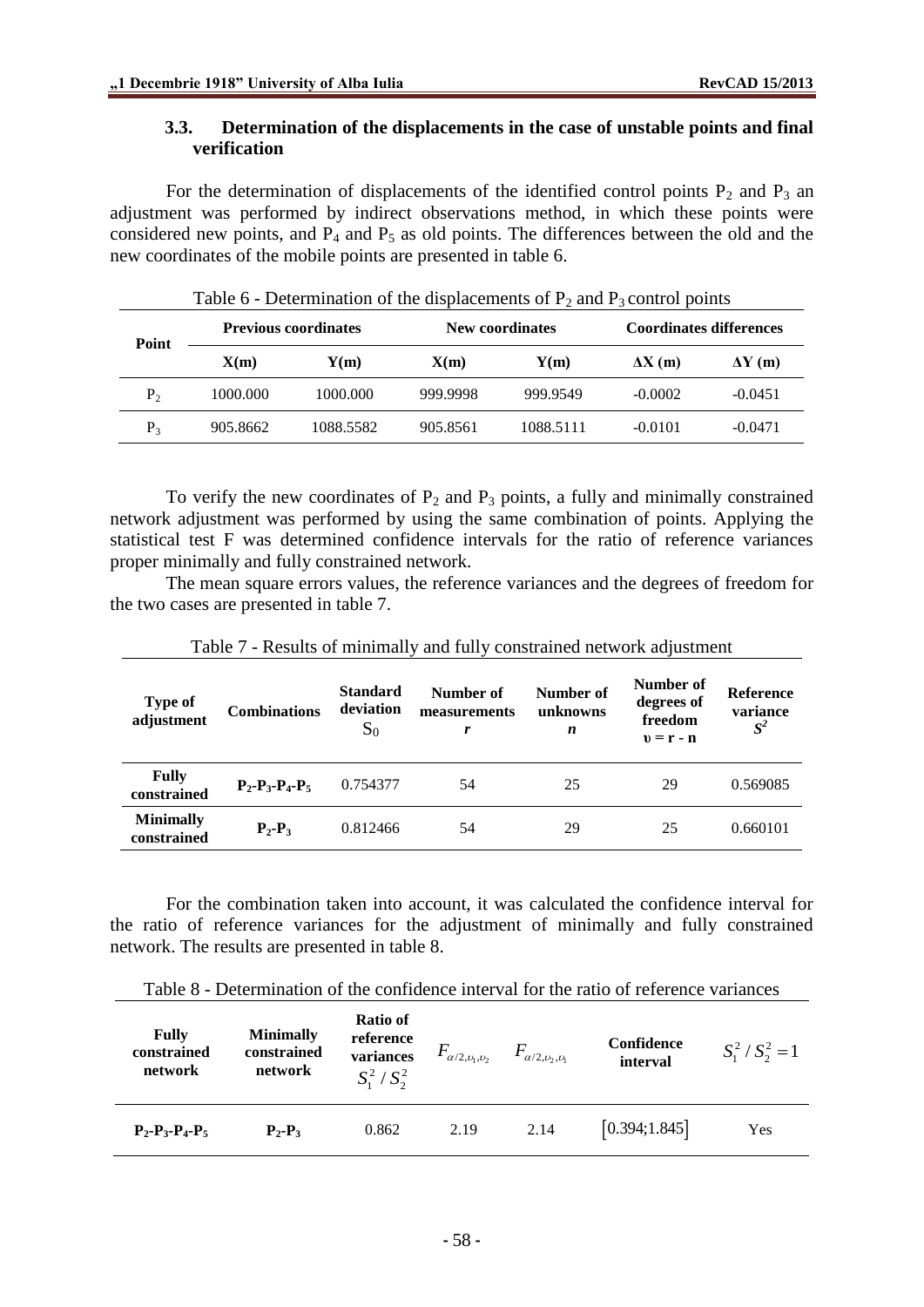### 3.3. Determination of the displacements in the case of unstable points and final verification

For the determination of displacements of the identified control points $P_2$ and $P_3$ an adjustment was performed by indirect observations method, in which these points were considered new points, and $P_4$ and $P_5$ as old points. The differences between the old and the new coordinates of the mobile points are presented in table 6.

Table 6 - Determination of the displacements of $P_2$ and $P_3$ control points

| Point | Previous coordinates | | New coordinates | | Coordinates differences | |
|---|---|---|---|---|---|---|
| | X(m) | Y(m) | X(m) | Y(m) | ΔX (m) | ΔY (m) |
| $P_2$ | 1000.000 | 1000.000 | 999.9998 | 999.9549 | -0.0002 | -0.0451 |
| $P_3$ | 905.8662 | 1088.5582 | 905.8561 | 1088.5111 | -0.0101 | -0.0471 |

To verify the new coordinates of $P_2$ and $P_3$ points, a fully and minimally constrained network adjustment was performed by using the same combination of points. Applying the statistical test F was determined confidence intervals for the ratio of reference variances proper minimally and fully constrained network.

The mean square errors values, the reference variances and the degrees of freedom for the two cases are presented in table 7.

Table 7 - Results of minimally and fully constrained network adjustment

| Type of adjustment | Combinations | Standard deviation $S_0$ | Number of measurements $r$ | Number of unknowns $n$ | Number of degrees of freedom $\upsilon = r - n$ | Reference variance $S^2$ |
|---|---|---|---|---|---|---|
| Fully constrained | $P_2$-$P_3$-$P_4$-$P_5$ | 0.754377 | 54 | 25 | 29 | 0.569085 |
| Minimally constrained | $P_2$-$P_3$ | 0.812466 | 54 | 29 | 25 | 0.660101 |

For the combination taken into account, it was calculated the confidence interval for the ratio of reference variances for the adjustment of minimally and fully constrained network. The results are presented in table 8.

Table 8 - Determination of the confidence interval for the ratio of reference variances

| Fully constrained network | Minimally constrained network | Ratio of reference variances $S_1^2 / S_2^2$ | $F_{\alpha/2,\upsilon_1,\upsilon_2}$ | $F_{\alpha/2,\upsilon_2,\upsilon_1}$ | Confidence interval | $S_1^2 / S_2^2 = 1$ |
|---|---|---|---|---|---|---|
| $P_2$-$P_3$-$P_4$-$P_5$ | $P_2$-$P_3$ | 0.862 | 2.19 | 2.14 | $[0.394;1.845]$ | Yes |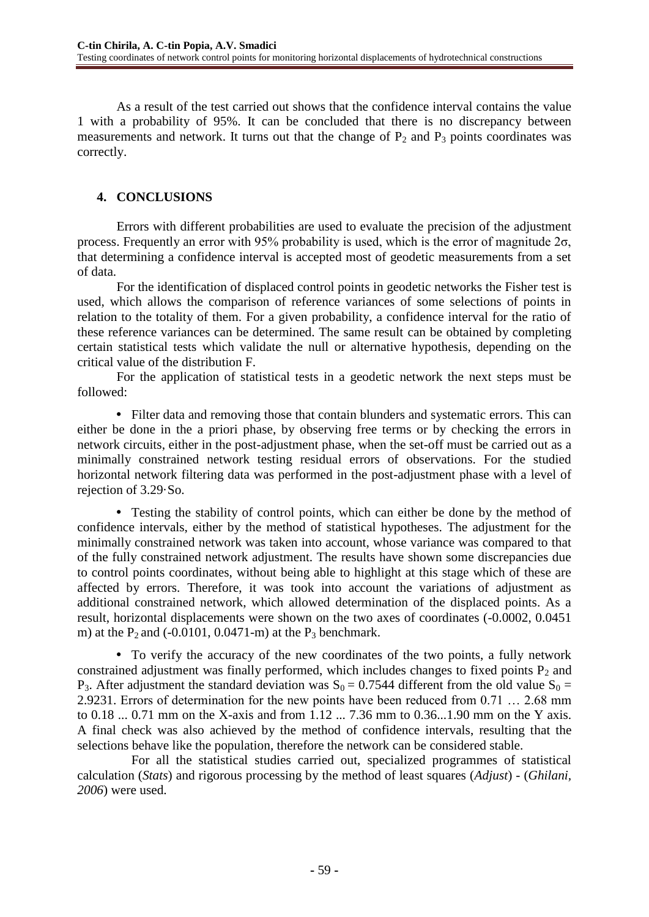As a result of the test carried out shows that the confidence interval contains the value 1 with a probability of 95%. It can be concluded that there is no discrepancy between measurements and network. It turns out that the change of $P_2$ and $P_3$ points coordinates was correctly.

## 4. CONCLUSIONS

Errors with different probabilities are used to evaluate the precision of the adjustment process. Frequently an error with 95% probability is used, which is the error of magnitude $2\sigma$, that determining a confidence interval is accepted most of geodetic measurements from a set of data.

For the identification of displaced control points in geodetic networks the Fisher test is used, which allows the comparison of reference variances of some selections of points in relation to the totality of them. For a given probability, a confidence interval for the ratio of these reference variances can be determined. The same result can be obtained by completing certain statistical tests which validate the null or alternative hypothesis, depending on the critical value of the distribution F.

For the application of statistical tests in a geodetic network the next steps must be followed:

- Filter data and removing those that contain blunders and systematic errors. This can either be done in the a priori phase, by observing free terms or by checking the errors in network circuits, either in the post-adjustment phase, when the set-off must be carried out as a minimally constrained network testing residual errors of observations. For the studied horizontal network filtering data was performed in the post-adjustment phase with a level of rejection of $3.29 \cdot So$.

- Testing the stability of control points, which can either be done by the method of confidence intervals, either by the method of statistical hypotheses. The adjustment for the minimally constrained network was taken into account, whose variance was compared to that of the fully constrained network adjustment. The results have shown some discrepancies due to control points coordinates, without being able to highlight at this stage which of these are affected by errors. Therefore, it was took into account the variations of adjustment as additional constrained network, which allowed determination of the displaced points. As a result, horizontal displacements were shown on the two axes of coordinates (-0.0002, 0.0451 m) at the $P_2$ and (-0.0101, 0.0471-m) at the $P_3$ benchmark.

- To verify the accuracy of the new coordinates of the two points, a fully network constrained adjustment was finally performed, which includes changes to fixed points $P_2$ and $P_3$. After adjustment the standard deviation was $S_0 = 0.7544$ different from the old value $S_0 = 2.9231$. Errors of determination for the new points have been reduced from 0.71 … 2.68 mm to 0.18 ... 0.71 mm on the X-axis and from 1.12 ... 7.36 mm to 0.36...1.90 mm on the Y axis. A final check was also achieved by the method of confidence intervals, resulting that the selections behave like the population, therefore the network can be considered stable.

For all the statistical studies carried out, specialized programmes of statistical calculation (*Stats*) and rigorous processing by the method of least squares (*Adjust*) - (*Ghilani, 2006*) were used.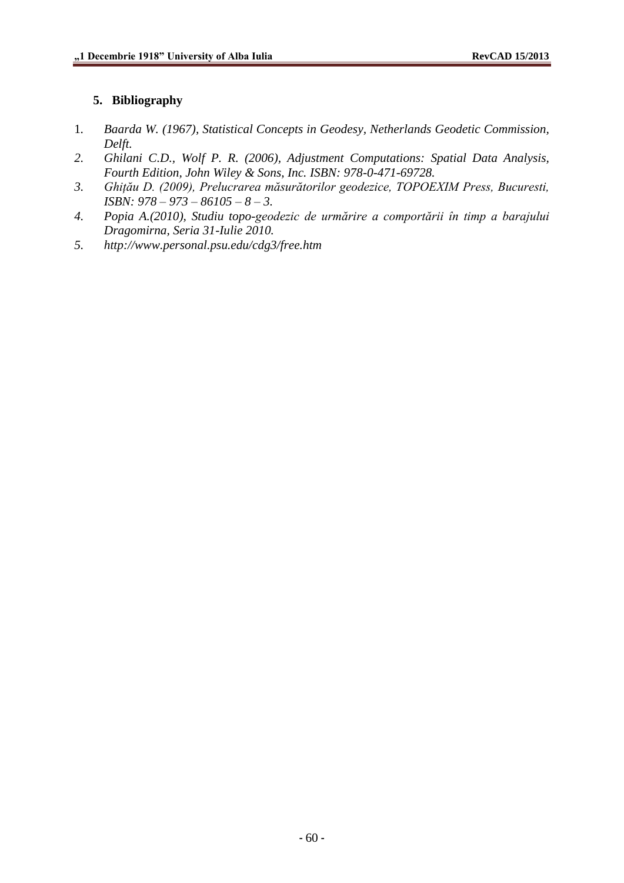## 5. Bibliography

1. *Baarda W. (1967), Statistical Concepts in Geodesy, Netherlands Geodetic Commission, Delft.*
2. *Ghilani C.D., Wolf P. R. (2006), Adjustment Computations: Spatial Data Analysis, Fourth Edition, John Wiley & Sons, Inc. ISBN: 978-0-471-69728.*
3. *Ghițău D. (2009), Prelucrarea măsurătorilor geodezice, TOPOEXIM Press, Bucuresti, ISBN: 978 – 973 – 86105 – 8 – 3.*
4. *Popia A.(2010), Studiu topo-geodezic de urmărire a comportării în timp a barajului Dragomirna, Seria 31-Iulie 2010.*
5. *http://www.personal.psu.edu/cdg3/free.htm*